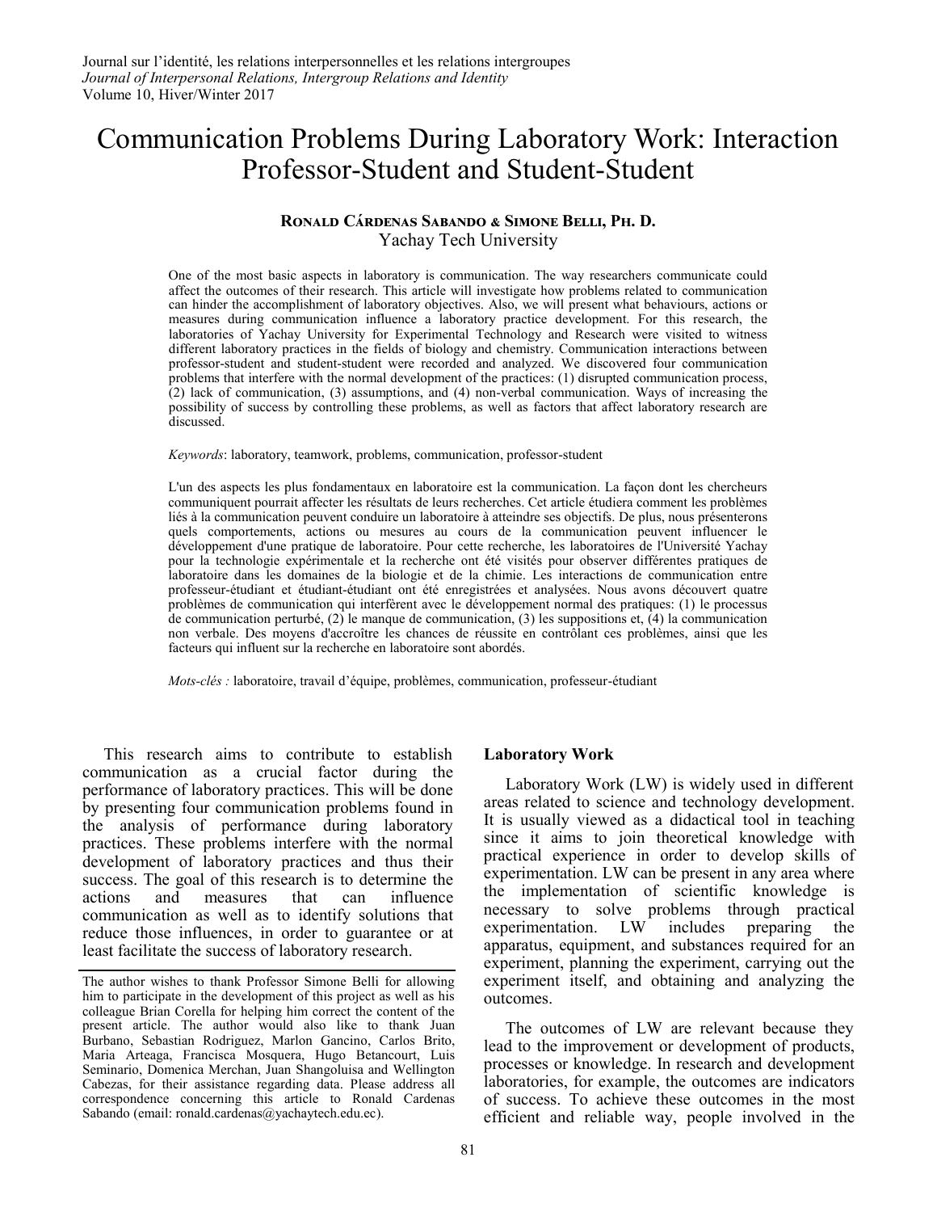Journal sur l'identité, les relations interpersonnelles et les relations intergroupes
*Journal of Interpersonal Relations, Intergroup Relations and Identity*
Volume 10, Hiver/Winter 2017

# Communication Problems During Laboratory Work: Interaction Professor-Student and Student-Student

**Ronald Cárdenas Sabando & Simone Belli, Ph. D.**
Yachay Tech University

One of the most basic aspects in laboratory is communication. The way researchers communicate could affect the outcomes of their research. This article will investigate how problems related to communication can hinder the accomplishment of laboratory objectives. Also, we will present what behaviours, actions or measures during communication influence a laboratory practice development. For this research, the laboratories of Yachay University for Experimental Technology and Research were visited to witness different laboratory practices in the fields of biology and chemistry. Communication interactions between professor-student and student-student were recorded and analyzed. We discovered four communication problems that interfere with the normal development of the practices: (1) disrupted communication process, (2) lack of communication, (3) assumptions, and (4) non-verbal communication. Ways of increasing the possibility of success by controlling these problems, as well as factors that affect laboratory research are discussed.

*Keywords*: laboratory, teamwork, problems, communication, professor-student

L'un des aspects les plus fondamentaux en laboratoire est la communication. La façon dont les chercheurs communiquent pourrait affecter les résultats de leurs recherches. Cet article étudiera comment les problèmes liés à la communication peuvent conduire un laboratoire à atteindre ses objectifs. De plus, nous présenterons quels comportements, actions ou mesures au cours de la communication peuvent influencer le développement d'une pratique de laboratoire. Pour cette recherche, les laboratoires de l'Université Yachay pour la technologie expérimentale et la recherche ont été visités pour observer différentes pratiques de laboratoire dans les domaines de la biologie et de la chimie. Les interactions de communication entre professeur-étudiant et étudiant-étudiant ont été enregistrées et analysées. Nous avons découvert quatre problèmes de communication qui interfèrent avec le développement normal des pratiques: (1) le processus de communication perturbé, (2) le manque de communication, (3) les suppositions et, (4) la communication non verbale. Des moyens d'accroître les chances de réussite en contrôlant ces problèmes, ainsi que les facteurs qui influent sur la recherche en laboratoire sont abordés.

*Mots-clés :* laboratoire, travail d'équipe, problèmes, communication, professeur-étudiant

This research aims to contribute to establish communication as a crucial factor during the performance of laboratory practices. This will be done by presenting four communication problems found in the analysis of performance during laboratory practices. These problems interfere with the normal development of laboratory practices and thus their success. The goal of this research is to determine the actions and measures that can influence communication as well as to identify solutions that reduce those influences, in order to guarantee or at least facilitate the success of laboratory research.

The author wishes to thank Professor Simone Belli for allowing him to participate in the development of this project as well as his colleague Brian Corella for helping him correct the content of the present article. The author would also like to thank Juan Burbano, Sebastian Rodriguez, Marlon Gancino, Carlos Brito, Maria Arteaga, Francisca Mosquera, Hugo Betancourt, Luis Seminario, Domenica Merchan, Juan Shangoluisa and Wellington Cabezas, for their assistance regarding data. Please address all correspondence concerning this article to Ronald Cardenas Sabando (email: ronald.cardenas@yachaytech.edu.ec).

## Laboratory Work

Laboratory Work (LW) is widely used in different areas related to science and technology development. It is usually viewed as a didactical tool in teaching since it aims to join theoretical knowledge with practical experience in order to develop skills of experimentation. LW can be present in any area where the implementation of scientific knowledge is necessary to solve problems through practical experimentation. LW includes preparing the apparatus, equipment, and substances required for an experiment, planning the experiment, carrying out the experiment itself, and obtaining and analyzing the outcomes.

The outcomes of LW are relevant because they lead to the improvement or development of products, processes or knowledge. In research and development laboratories, for example, the outcomes are indicators of success. To achieve these outcomes in the most efficient and reliable way, people involved in the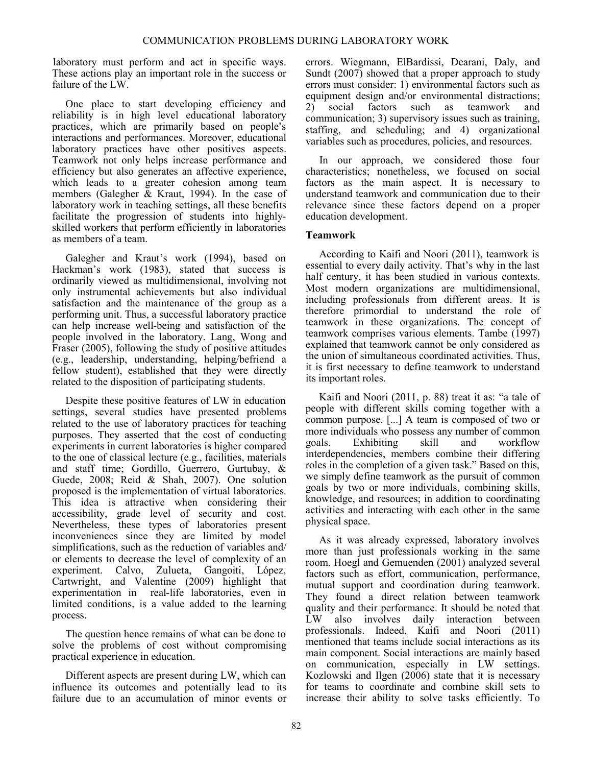laboratory must perform and act in specific ways. These actions play an important role in the success or failure of the LW.

One place to start developing efficiency and reliability is in high level educational laboratory practices, which are primarily based on people's interactions and performances. Moreover, educational laboratory practices have other positives aspects. Teamwork not only helps increase performance and efficiency but also generates an affective experience, which leads to a greater cohesion among team members (Galegher & Kraut, 1994). In the case of laboratory work in teaching settings, all these benefits facilitate the progression of students into highly-skilled workers that perform efficiently in laboratories as members of a team.

Galegher and Kraut's work (1994), based on Hackman's work (1983), stated that success is ordinarily viewed as multidimensional, involving not only instrumental achievements but also individual satisfaction and the maintenance of the group as a performing unit. Thus, a successful laboratory practice can help increase well-being and satisfaction of the people involved in the laboratory. Lang, Wong and Fraser (2005), following the study of positive attitudes (e.g., leadership, understanding, helping/befriend a fellow student), established that they were directly related to the disposition of participating students.

Despite these positive features of LW in education settings, several studies have presented problems related to the use of laboratory practices for teaching purposes. They asserted that the cost of conducting experiments in current laboratories is higher compared to the one of classical lecture (e.g., facilities, materials and staff time; Gordillo, Guerrero, Gurtubay, & Guede, 2008; Reid & Shah, 2007). One solution proposed is the implementation of virtual laboratories. This idea is attractive when considering their accessibility, grade level of security and cost. Nevertheless, these types of laboratories present inconveniences since they are limited by model simplifications, such as the reduction of variables and/ or elements to decrease the level of complexity of an experiment. Calvo, Zulueta, Gangoiti, López, Cartwright, and Valentine (2009) highlight that experimentation in real-life laboratories, even in limited conditions, is a value added to the learning process.

The question hence remains of what can be done to solve the problems of cost without compromising practical experience in education.

Different aspects are present during LW, which can influence its outcomes and potentially lead to its failure due to an accumulation of minor events or errors. Wiegmann, ElBardissi, Dearani, Daly, and Sundt (2007) showed that a proper approach to study errors must consider: 1) environmental factors such as equipment design and/or environmental distractions; 2) social factors such as teamwork and communication; 3) supervisory issues such as training, staffing, and scheduling; and 4) organizational variables such as procedures, policies, and resources.

In our approach, we considered those four characteristics; nonetheless, we focused on social factors as the main aspect. It is necessary to understand teamwork and communication due to their relevance since these factors depend on a proper education development.

**Teamwork**

According to Kaifi and Noori (2011), teamwork is essential to every daily activity. That's why in the last half century, it has been studied in various contexts. Most modern organizations are multidimensional, including professionals from different areas. It is therefore primordial to understand the role of teamwork in these organizations. The concept of teamwork comprises various elements. Tambe (1997) explained that teamwork cannot be only considered as the union of simultaneous coordinated activities. Thus, it is first necessary to define teamwork to understand its important roles.

Kaifi and Noori (2011, p. 88) treat it as: "a tale of people with different skills coming together with a common purpose. [...] A team is composed of two or more individuals who possess any number of common goals. Exhibiting skill and workflow interdependencies, members combine their differing roles in the completion of a given task." Based on this, we simply define teamwork as the pursuit of common goals by two or more individuals, combining skills, knowledge, and resources; in addition to coordinating activities and interacting with each other in the same physical space.

As it was already expressed, laboratory involves more than just professionals working in the same room. Hoegl and Gemuenden (2001) analyzed several factors such as effort, communication, performance, mutual support and coordination during teamwork. They found a direct relation between teamwork quality and their performance. It should be noted that LW also involves daily interaction between professionals. Indeed, Kaifi and Noori (2011) mentioned that teams include social interactions as its main component. Social interactions are mainly based on communication, especially in LW settings. Kozlowski and Ilgen (2006) state that it is necessary for teams to coordinate and combine skill sets to increase their ability to solve tasks efficiently. To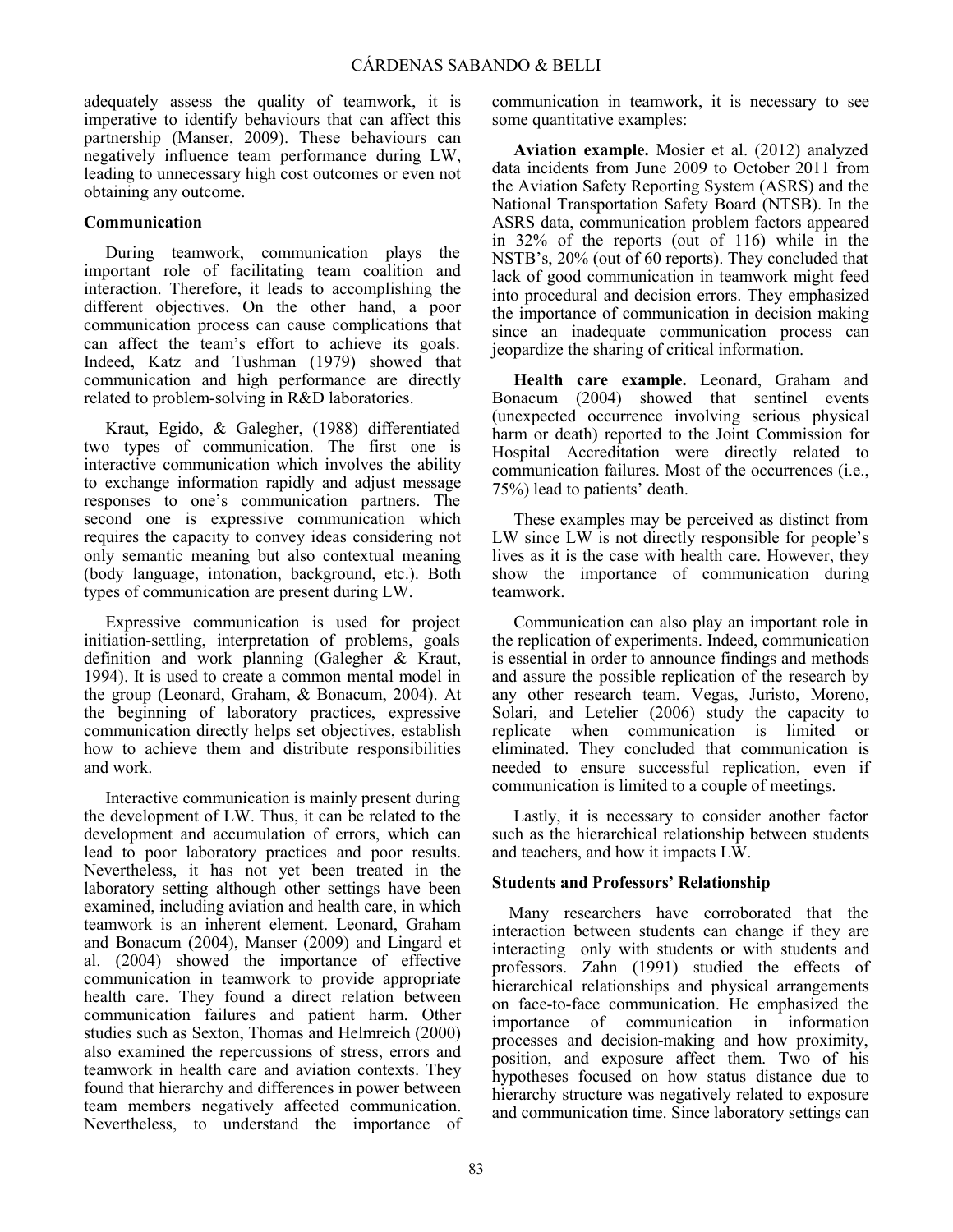adequately assess the quality of teamwork, it is imperative to identify behaviours that can affect this partnership (Manser, 2009). These behaviours can negatively influence team performance during LW, leading to unnecessary high cost outcomes or even not obtaining any outcome.

### Communication

During teamwork, communication plays the important role of facilitating team coalition and interaction. Therefore, it leads to accomplishing the different objectives. On the other hand, a poor communication process can cause complications that can affect the team's effort to achieve its goals. Indeed, Katz and Tushman (1979) showed that communication and high performance are directly related to problem-solving in R&D laboratories.

Kraut, Egido, & Galegher, (1988) differentiated two types of communication. The first one is interactive communication which involves the ability to exchange information rapidly and adjust message responses to one's communication partners. The second one is expressive communication which requires the capacity to convey ideas considering not only semantic meaning but also contextual meaning (body language, intonation, background, etc.). Both types of communication are present during LW.

Expressive communication is used for project initiation-settling, interpretation of problems, goals definition and work planning (Galegher & Kraut, 1994). It is used to create a common mental model in the group (Leonard, Graham, & Bonacum, 2004). At the beginning of laboratory practices, expressive communication directly helps set objectives, establish how to achieve them and distribute responsibilities and work.

Interactive communication is mainly present during the development of LW. Thus, it can be related to the development and accumulation of errors, which can lead to poor laboratory practices and poor results. Nevertheless, it has not yet been treated in the laboratory setting although other settings have been examined, including aviation and health care, in which teamwork is an inherent element. Leonard, Graham and Bonacum (2004), Manser (2009) and Lingard et al. (2004) showed the importance of effective communication in teamwork to provide appropriate health care. They found a direct relation between communication failures and patient harm. Other studies such as Sexton, Thomas and Helmreich (2000) also examined the repercussions of stress, errors and teamwork in health care and aviation contexts. They found that hierarchy and differences in power between team members negatively affected communication. Nevertheless, to understand the importance of communication in teamwork, it is necessary to see some quantitative examples:

**Aviation example.** Mosier et al. (2012) analyzed data incidents from June 2009 to October 2011 from the Aviation Safety Reporting System (ASRS) and the National Transportation Safety Board (NTSB). In the ASRS data, communication problem factors appeared in 32% of the reports (out of 116) while in the NSTB's, 20% (out of 60 reports). They concluded that lack of good communication in teamwork might feed into procedural and decision errors. They emphasized the importance of communication in decision making since an inadequate communication process can jeopardize the sharing of critical information.

**Health care example.** Leonard, Graham and Bonacum (2004) showed that sentinel events (unexpected occurrence involving serious physical harm or death) reported to the Joint Commission for Hospital Accreditation were directly related to communication failures. Most of the occurrences (i.e., 75%) lead to patients' death.

These examples may be perceived as distinct from LW since LW is not directly responsible for people's lives as it is the case with health care. However, they show the importance of communication during teamwork.

Communication can also play an important role in the replication of experiments. Indeed, communication is essential in order to announce findings and methods and assure the possible replication of the research by any other research team. Vegas, Juristo, Moreno, Solari, and Letelier (2006) study the capacity to replicate when communication is limited or eliminated. They concluded that communication is needed to ensure successful replication, even if communication is limited to a couple of meetings.

Lastly, it is necessary to consider another factor such as the hierarchical relationship between students and teachers, and how it impacts LW.

### Students and Professors' Relationship

Many researchers have corroborated that the interaction between students can change if they are interacting only with students or with students and professors. Zahn (1991) studied the effects of hierarchical relationships and physical arrangements on face-to-face communication. He emphasized the importance of communication in information processes and decision-making and how proximity, position, and exposure affect them. Two of his hypotheses focused on how status distance due to hierarchy structure was negatively related to exposure and communication time. Since laboratory settings can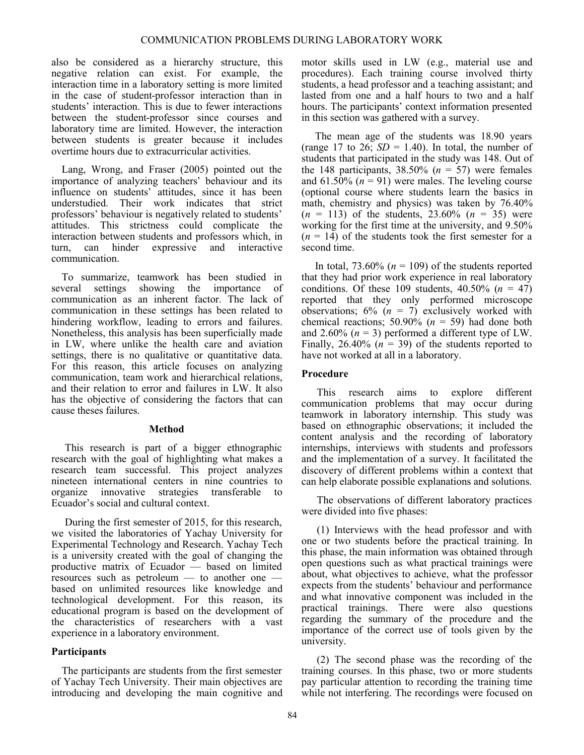also be considered as a hierarchy structure, this negative relation can exist. For example, the interaction time in a laboratory setting is more limited in the case of student-professor interaction than in students' interaction. This is due to fewer interactions between the student-professor since courses and laboratory time are limited. However, the interaction between students is greater because it includes overtime hours due to extracurricular activities.

Lang, Wrong, and Fraser (2005) pointed out the importance of analyzing teachers' behaviour and its influence on students' attitudes, since it has been understudied. Their work indicates that strict professors' behaviour is negatively related to students' attitudes. This strictness could complicate the interaction between students and professors which, in turn, can hinder expressive and interactive communication.

To summarize, teamwork has been studied in several settings showing the importance of communication as an inherent factor. The lack of communication in these settings has been related to hindering workflow, leading to errors and failures. Nonetheless, this analysis has been superficially made in LW, where unlike the health care and aviation settings, there is no qualitative or quantitative data. For this reason, this article focuses on analyzing communication, team work and hierarchical relations, and their relation to error and failures in LW. It also has the objective of considering the factors that can cause theses failures.

## Method

This research is part of a bigger ethnographic research with the goal of highlighting what makes a research team successful. This project analyzes nineteen international centers in nine countries to organize innovative strategies transferable to Ecuador's social and cultural context.

During the first semester of 2015, for this research, we visited the laboratories of Yachay University for Experimental Technology and Research. Yachay Tech is a university created with the goal of changing the productive matrix of Ecuador — based on limited resources such as petroleum — to another one — based on unlimited resources like knowledge and technological development. For this reason, its educational program is based on the development of the characteristics of researchers with a vast experience in a laboratory environment.

### Participants

The participants are students from the first semester of Yachay Tech University. Their main objectives are introducing and developing the main cognitive and motor skills used in LW (e.g., material use and procedures). Each training course involved thirty students, a head professor and a teaching assistant; and lasted from one and a half hours to two and a half hours. The participants' context information presented in this section was gathered with a survey.

The mean age of the students was 18.90 years (range 17 to 26; *SD* = 1.40). In total, the number of students that participated in the study was 148. Out of the 148 participants, 38.50% (*n* = 57) were females and 61.50% (*n* = 91) were males. The leveling course (optional course where students learn the basics in math, chemistry and physics) was taken by 76.40% (*n* = 113) of the students, 23.60% (*n* = 35) were working for the first time at the university, and 9.50% (*n* = 14) of the students took the first semester for a second time.

In total, 73.60% (*n* = 109) of the students reported that they had prior work experience in real laboratory conditions. Of these 109 students, 40.50% (*n* = 47) reported that they only performed microscope observations; 6% (*n* = 7) exclusively worked with chemical reactions; 50.90% (*n* = 59) had done both and 2.60% (*n* = 3) performed a different type of LW. Finally, 26.40% (*n* = 39) of the students reported to have not worked at all in a laboratory.

### Procedure

This research aims to explore different communication problems that may occur during teamwork in laboratory internship. This study was based on ethnographic observations; it included the content analysis and the recording of laboratory internships, interviews with students and professors and the implementation of a survey. It facilitated the discovery of different problems within a context that can help elaborate possible explanations and solutions.

The observations of different laboratory practices were divided into five phases:

(1) Interviews with the head professor and with one or two students before the practical training. In this phase, the main information was obtained through open questions such as what practical trainings were about, what objectives to achieve, what the professor expects from the students' behaviour and performance and what innovative component was included in the practical trainings. There were also questions regarding the summary of the procedure and the importance of the correct use of tools given by the university.

(2) The second phase was the recording of the training courses. In this phase, two or more students pay particular attention to recording the training time while not interfering. The recordings were focused on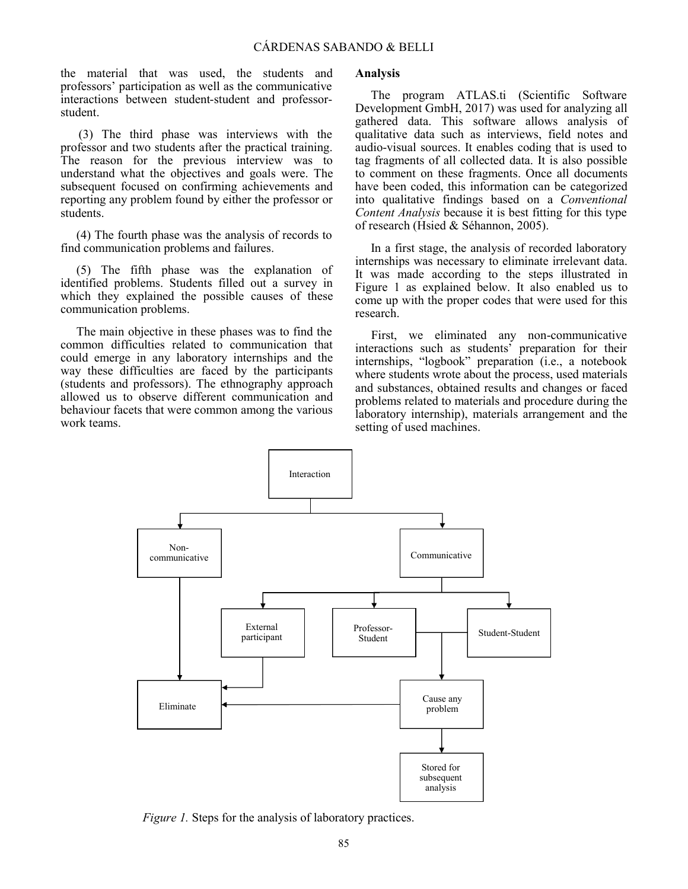the material that was used, the students and professors' participation as well as the communicative interactions between student-student and professor-student.

(3) The third phase was interviews with the professor and two students after the practical training. The reason for the previous interview was to understand what the objectives and goals were. The subsequent focused on confirming achievements and reporting any problem found by either the professor or students.

(4) The fourth phase was the analysis of records to find communication problems and failures.

(5) The fifth phase was the explanation of identified problems. Students filled out a survey in which they explained the possible causes of these communication problems.

The main objective in these phases was to find the common difficulties related to communication that could emerge in any laboratory internships and the way these difficulties are faced by the participants (students and professors). The ethnography approach allowed us to observe different communication and behaviour facets that were common among the various work teams.

**Analysis**

The program ATLAS.ti (Scientific Software Development GmbH, 2017) was used for analyzing all gathered data. This software allows analysis of qualitative data such as interviews, field notes and audio-visual sources. It enables coding that is used to tag fragments of all collected data. It is also possible to comment on these fragments. Once all documents have been coded, this information can be categorized into qualitative findings based on a *Conventional Content Analysis* because it is best fitting for this type of research (Hsied & Séhannon, 2005).

In a first stage, the analysis of recorded laboratory internships was necessary to eliminate irrelevant data. It was made according to the steps illustrated in Figure 1 as explained below. It also enabled us to come up with the proper codes that were used for this research.

First, we eliminated any non-communicative interactions such as students' preparation for their internships, "logbook" preparation (i.e., a notebook where students wrote about the process, used materials and substances, obtained results and changes or faced problems related to materials and procedure during the laboratory internship), materials arrangement and the setting of used machines.

Interaction → Non-communicative; Communicative

Non-communicative → Eliminate

Communicative → External participant; Professor-Student; Student-Student

External participant → Eliminate

Professor-Student / Student-Student → Cause any problem

Cause any problem → Eliminate; Stored for subsequent analysis

*Figure 1.* Steps for the analysis of laboratory practices.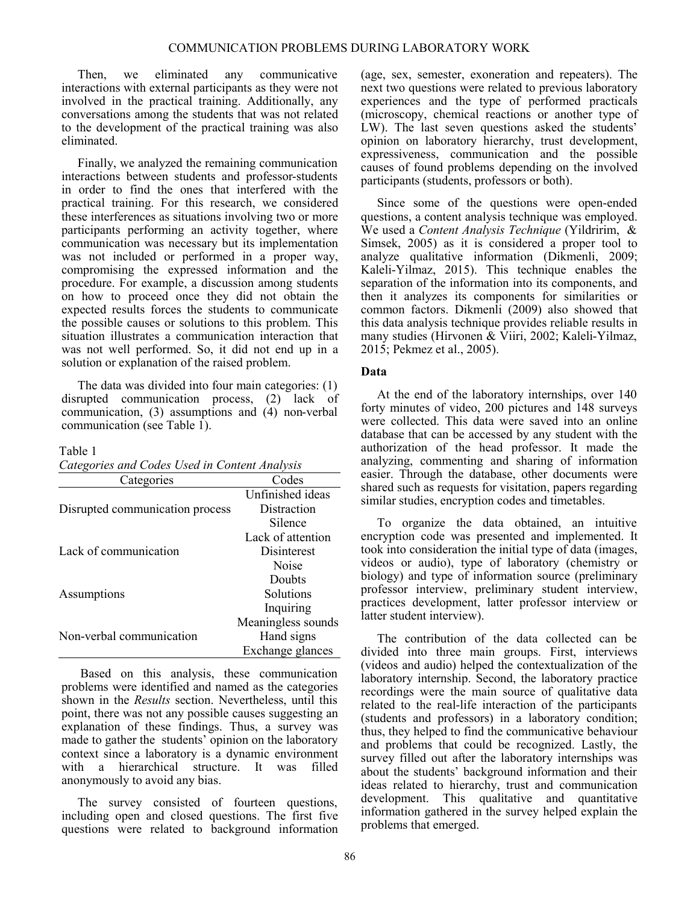Then, we eliminated any communicative interactions with external participants as they were not involved in the practical training. Additionally, any conversations among the students that was not related to the development of the practical training was also eliminated.

Finally, we analyzed the remaining communication interactions between students and professor-students in order to find the ones that interfered with the practical training. For this research, we considered these interferences as situations involving two or more participants performing an activity together, where communication was necessary but its implementation was not included or performed in a proper way, compromising the expressed information and the procedure. For example, a discussion among students on how to proceed once they did not obtain the expected results forces the students to communicate the possible causes or solutions to this problem. This situation illustrates a communication interaction that was not well performed. So, it did not end up in a solution or explanation of the raised problem.

The data was divided into four main categories: (1) disrupted communication process, (2) lack of communication, (3) assumptions and (4) non-verbal communication (see Table 1).

Table 1
*Categories and Codes Used in Content Analysis*

| Categories | Codes |
|---|---|
| Disrupted communication process | Unfinished ideas |
| | Distraction |
| | Silence |
| Lack of communication | Lack of attention |
| | Disinterest |
| | Noise |
| Assumptions | Doubts |
| | Solutions |
| | Inquiring |
| Non-verbal communication | Meaningless sounds |
| | Hand signs |
| | Exchange glances |

Based on this analysis, these communication problems were identified and named as the categories shown in the *Results* section. Nevertheless, until this point, there was not any possible causes suggesting an explanation of these findings. Thus, a survey was made to gather the students' opinion on the laboratory context since a laboratory is a dynamic environment with a hierarchical structure. It was filled anonymously to avoid any bias.

The survey consisted of fourteen questions, including open and closed questions. The first five questions were related to background information (age, sex, semester, exoneration and repeaters). The next two questions were related to previous laboratory experiences and the type of performed practicals (microscopy, chemical reactions or another type of LW). The last seven questions asked the students' opinion on laboratory hierarchy, trust development, expressiveness, communication and the possible causes of found problems depending on the involved participants (students, professors or both).

Since some of the questions were open-ended questions, a content analysis technique was employed. We used a *Content Analysis Technique* (Yildririm, & Simsek, 2005) as it is considered a proper tool to analyze qualitative information (Dikmenli, 2009; Kaleli-Yilmaz, 2015). This technique enables the separation of the information into its components, and then it analyzes its components for similarities or common factors. Dikmenli (2009) also showed that this data analysis technique provides reliable results in many studies (Hirvonen & Viiri, 2002; Kaleli-Yilmaz, 2015; Pekmez et al., 2005).

## Data

At the end of the laboratory internships, over 140 forty minutes of video, 200 pictures and 148 surveys were collected. This data were saved into an online database that can be accessed by any student with the authorization of the head professor. It made the analyzing, commenting and sharing of information easier. Through the database, other documents were shared such as requests for visitation, papers regarding similar studies, encryption codes and timetables.

To organize the data obtained, an intuitive encryption code was presented and implemented. It took into consideration the initial type of data (images, videos or audio), type of laboratory (chemistry or biology) and type of information source (preliminary professor interview, preliminary student interview, practices development, latter professor interview or latter student interview).

The contribution of the data collected can be divided into three main groups. First, interviews (videos and audio) helped the contextualization of the laboratory internship. Second, the laboratory practice recordings were the main source of qualitative data related to the real-life interaction of the participants (students and professors) in a laboratory condition; thus, they helped to find the communicative behaviour and problems that could be recognized. Lastly, the survey filled out after the laboratory internships was about the students' background information and their ideas related to hierarchy, trust and communication development. This qualitative and quantitative information gathered in the survey helped explain the problems that emerged.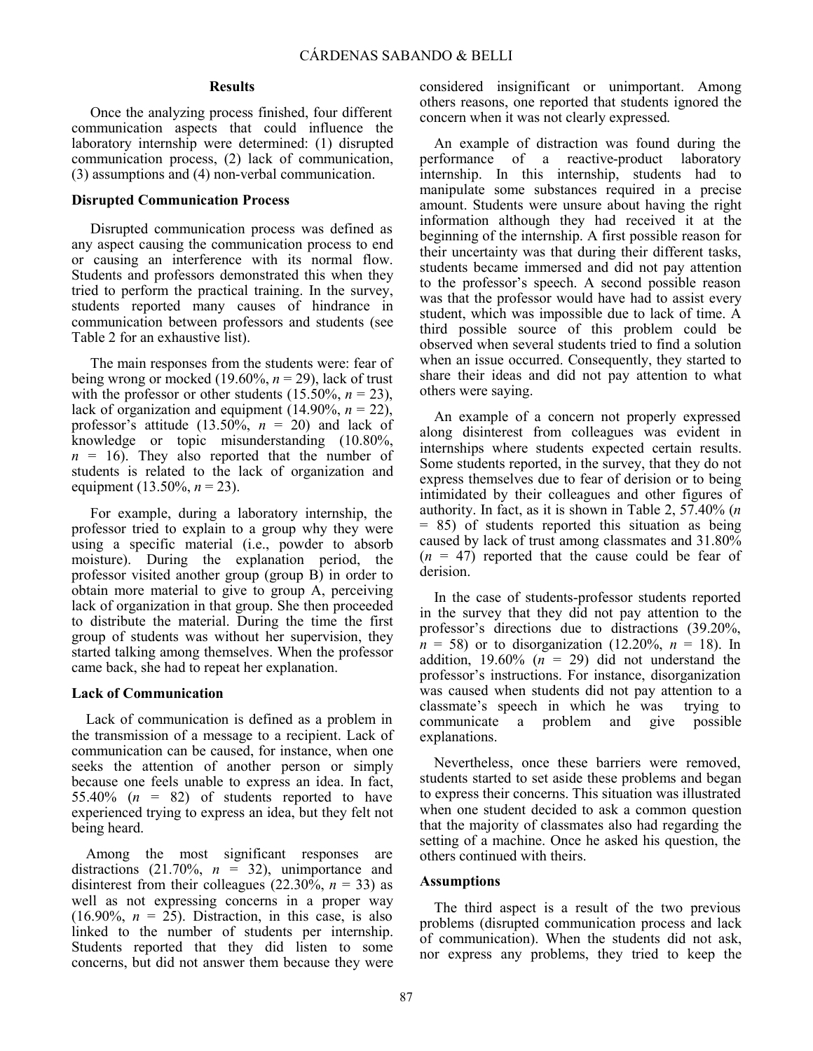## Results

Once the analyzing process finished, four different communication aspects that could influence the laboratory internship were determined: (1) disrupted communication process, (2) lack of communication, (3) assumptions and (4) non-verbal communication.

### Disrupted Communication Process

Disrupted communication process was defined as any aspect causing the communication process to end or causing an interference with its normal flow. Students and professors demonstrated this when they tried to perform the practical training. In the survey, students reported many causes of hindrance in communication between professors and students (see Table 2 for an exhaustive list).

The main responses from the students were: fear of being wrong or mocked (19.60%, $n = 29$), lack of trust with the professor or other students (15.50%, $n = 23$), lack of organization and equipment (14.90%, $n = 22$), professor's attitude (13.50%, $n = 20$) and lack of knowledge or topic misunderstanding (10.80%, $n = 16$). They also reported that the number of students is related to the lack of organization and equipment (13.50%, $n = 23$).

For example, during a laboratory internship, the professor tried to explain to a group why they were using a specific material (i.e., powder to absorb moisture). During the explanation period, the professor visited another group (group B) in order to obtain more material to give to group A, perceiving lack of organization in that group. She then proceeded to distribute the material. During the time the first group of students was without her supervision, they started talking among themselves. When the professor came back, she had to repeat her explanation.

### Lack of Communication

Lack of communication is defined as a problem in the transmission of a message to a recipient. Lack of communication can be caused, for instance, when one seeks the attention of another person or simply because one feels unable to express an idea. In fact, 55.40% ($n = 82$) of students reported to have experienced trying to express an idea, but they felt not being heard.

Among the most significant responses are distractions (21.70%, $n = 32$), unimportance and disinterest from their colleagues (22.30%, $n = 33$) as well as not expressing concerns in a proper way (16.90%, $n = 25$). Distraction, in this case, is also linked to the number of students per internship. Students reported that they did listen to some concerns, but did not answer them because they were considered insignificant or unimportant. Among others reasons, one reported that students ignored the concern when it was not clearly expressed.

An example of distraction was found during the performance of a reactive-product laboratory internship. In this internship, students had to manipulate some substances required in a precise amount. Students were unsure about having the right information although they had received it at the beginning of the internship. A first possible reason for their uncertainty was that during their different tasks, students became immersed and did not pay attention to the professor's speech. A second possible reason was that the professor would have had to assist every student, which was impossible due to lack of time. A third possible source of this problem could be observed when several students tried to find a solution when an issue occurred. Consequently, they started to share their ideas and did not pay attention to what others were saying.

An example of a concern not properly expressed along disinterest from colleagues was evident in internships where students expected certain results. Some students reported, in the survey, that they do not express themselves due to fear of derision or to being intimidated by their colleagues and other figures of authority. In fact, as it is shown in Table 2, 57.40% ($n = 85$) of students reported this situation as being caused by lack of trust among classmates and 31.80% ($n = 47$) reported that the cause could be fear of derision.

In the case of students-professor students reported in the survey that they did not pay attention to the professor's directions due to distractions (39.20%, $n = 58$) or to disorganization (12.20%, $n = 18$). In addition, 19.60% ($n = 29$) did not understand the professor's instructions. For instance, disorganization was caused when students did not pay attention to a classmate's speech in which he was trying to communicate a problem and give possible explanations.

Nevertheless, once these barriers were removed, students started to set aside these problems and began to express their concerns. This situation was illustrated when one student decided to ask a common question that the majority of classmates also had regarding the setting of a machine. Once he asked his question, the others continued with theirs.

### Assumptions

The third aspect is a result of the two previous problems (disrupted communication process and lack of communication). When the students did not ask, nor express any problems, they tried to keep the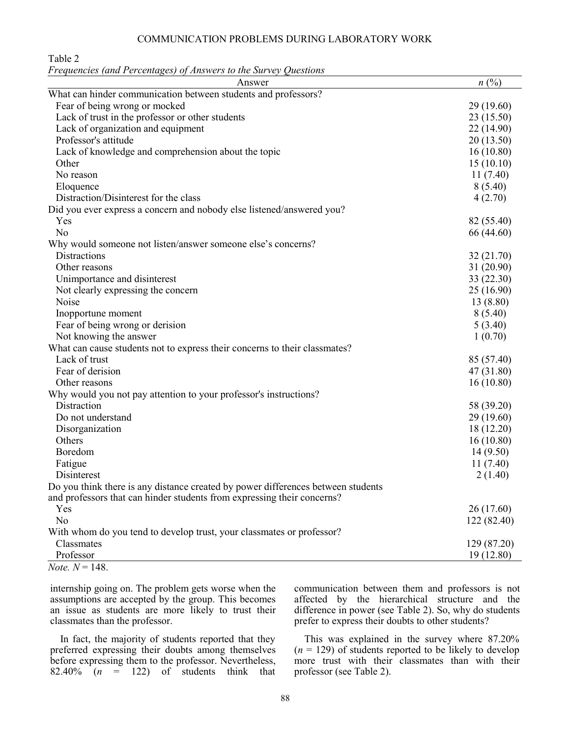Table 2
*Frequencies (and Percentages) of Answers to the Survey Questions*

| Answer | *n* (%) |
|---|---|
| What can hinder communication between students and professors? | |
| Fear of being wrong or mocked | 29 (19.60) |
| Lack of trust in the professor or other students | 23 (15.50) |
| Lack of organization and equipment | 22 (14.90) |
| Professor's attitude | 20 (13.50) |
| Lack of knowledge and comprehension about the topic | 16 (10.80) |
| Other | 15 (10.10) |
| No reason | 11 (7.40) |
| Eloquence | 8 (5.40) |
| Distraction/Disinterest for the class | 4 (2.70) |
| Did you ever express a concern and nobody else listened/answered you? | |
| Yes | 82 (55.40) |
| No | 66 (44.60) |
| Why would someone not listen/answer someone else's concerns? | |
| Distractions | 32 (21.70) |
| Other reasons | 31 (20.90) |
| Unimportance and disinterest | 33 (22.30) |
| Not clearly expressing the concern | 25 (16.90) |
| Noise | 13 (8.80) |
| Inopportune moment | 8 (5.40) |
| Fear of being wrong or derision | 5 (3.40) |
| Not knowing the answer | 1 (0.70) |
| What can cause students not to express their concerns to their classmates? | |
| Lack of trust | 85 (57.40) |
| Fear of derision | 47 (31.80) |
| Other reasons | 16 (10.80) |
| Why would you not pay attention to your professor's instructions? | |
| Distraction | 58 (39.20) |
| Do not understand | 29 (19.60) |
| Disorganization | 18 (12.20) |
| Others | 16 (10.80) |
| Boredom | 14 (9.50) |
| Fatigue | 11 (7.40) |
| Disinterest | 2 (1.40) |
| Do you think there is any distance created by power differences between students and professors that can hinder students from expressing their concerns? | |
| Yes | 26 (17.60) |
| No | 122 (82.40) |
| With whom do you tend to develop trust, your classmates or professor? | |
| Classmates | 129 (87.20) |
| Professor | 19 (12.80) |

*Note.* $N = 148$.

internship going on. The problem gets worse when the assumptions are accepted by the group. This becomes an issue as students are more likely to trust their classmates than the professor.

In fact, the majority of students reported that they preferred expressing their doubts among themselves before expressing them to the professor. Nevertheless, 82.40% ($n = 122$) of students think that communication between them and professors is not affected by the hierarchical structure and the difference in power (see Table 2). So, why do students prefer to express their doubts to other students?

This was explained in the survey where 87.20% ($n = 129$) of students reported to be likely to develop more trust with their classmates than with their professor (see Table 2).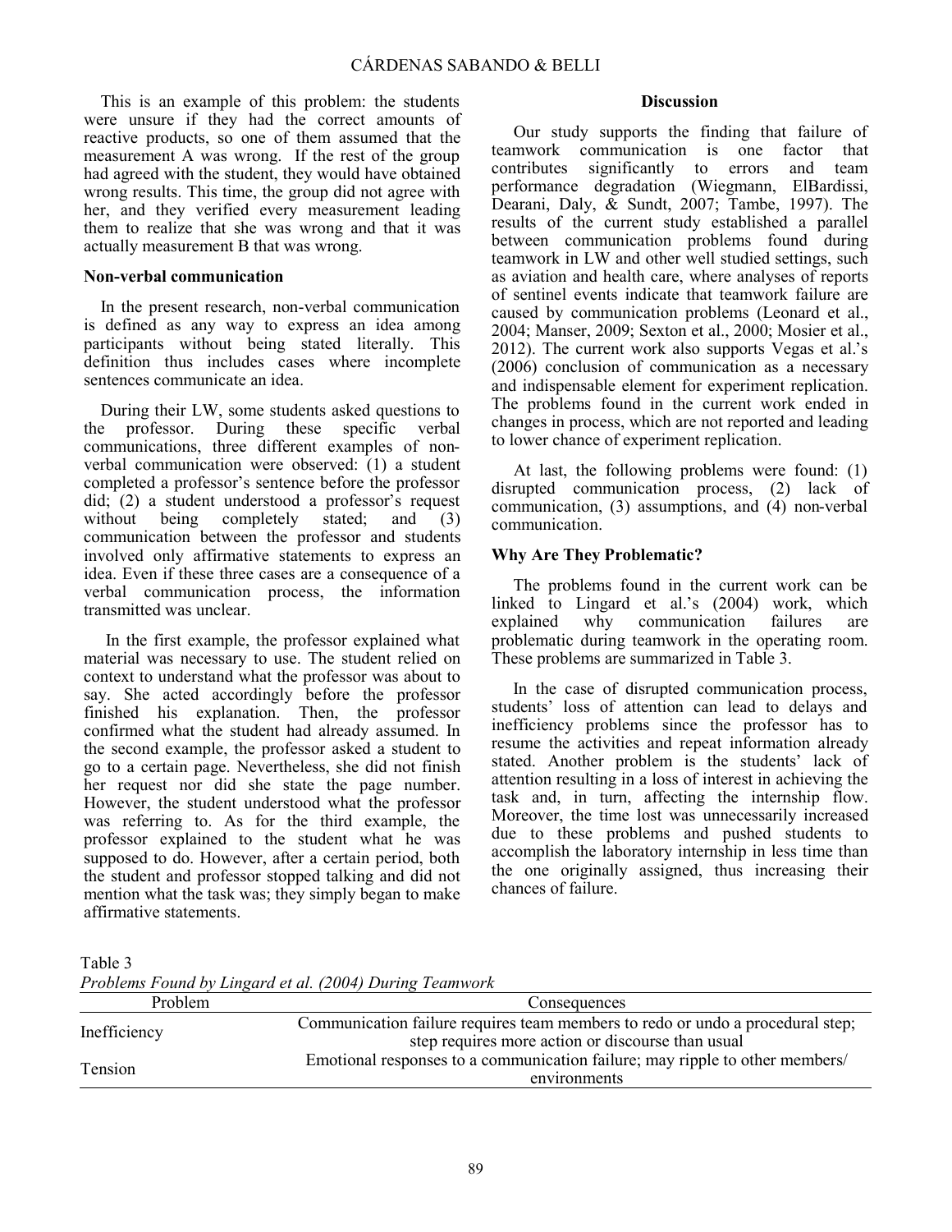This is an example of this problem: the students were unsure if they had the correct amounts of reactive products, so one of them assumed that the measurement A was wrong. If the rest of the group had agreed with the student, they would have obtained wrong results. This time, the group did not agree with her, and they verified every measurement leading them to realize that she was wrong and that it was actually measurement B that was wrong.

### Non-verbal communication

In the present research, non-verbal communication is defined as any way to express an idea among participants without being stated literally. This definition thus includes cases where incomplete sentences communicate an idea.

During their LW, some students asked questions to the professor. During these specific verbal communications, three different examples of non-verbal communication were observed: (1) a student completed a professor's sentence before the professor did; (2) a student understood a professor's request without being completely stated; and (3) communication between the professor and students involved only affirmative statements to express an idea. Even if these three cases are a consequence of a verbal communication process, the information transmitted was unclear.

In the first example, the professor explained what material was necessary to use. The student relied on context to understand what the professor was about to say. She acted accordingly before the professor finished his explanation. Then, the professor confirmed what the student had already assumed. In the second example, the professor asked a student to go to a certain page. Nevertheless, she did not finish her request nor did she state the page number. However, the student understood what the professor was referring to. As for the third example, the professor explained to the student what he was supposed to do. However, after a certain period, both the student and professor stopped talking and did not mention what the task was; they simply began to make affirmative statements.

## Discussion

Our study supports the finding that failure of teamwork communication is one factor that contributes significantly to errors and team performance degradation (Wiegmann, ElBardissi, Dearani, Daly, & Sundt, 2007; Tambe, 1997). The results of the current study established a parallel between communication problems found during teamwork in LW and other well studied settings, such as aviation and health care, where analyses of reports of sentinel events indicate that teamwork failure are caused by communication problems (Leonard et al., 2004; Manser, 2009; Sexton et al., 2000; Mosier et al., 2012). The current work also supports Vegas et al.'s (2006) conclusion of communication as a necessary and indispensable element for experiment replication. The problems found in the current work ended in changes in process, which are not reported and leading to lower chance of experiment replication.

At last, the following problems were found: (1) disrupted communication process, (2) lack of communication, (3) assumptions, and (4) non-verbal communication.

### Why Are They Problematic?

The problems found in the current work can be linked to Lingard et al.'s (2004) work, which explained why communication failures are problematic during teamwork in the operating room. These problems are summarized in Table 3.

In the case of disrupted communication process, students' loss of attention can lead to delays and inefficiency problems since the professor has to resume the activities and repeat information already stated. Another problem is the students' lack of attention resulting in a loss of interest in achieving the task and, in turn, affecting the internship flow. Moreover, the time lost was unnecessarily increased due to these problems and pushed students to accomplish the laboratory internship in less time than the one originally assigned, thus increasing their chances of failure.

Table 3

*Problems Found by Lingard et al. (2004) During Teamwork*

| Problem | Consequences |
|---|---|
| Inefficiency | Communication failure requires team members to redo or undo a procedural step; step requires more action or discourse than usual |
| Tension | Emotional responses to a communication failure; may ripple to other members/ environments |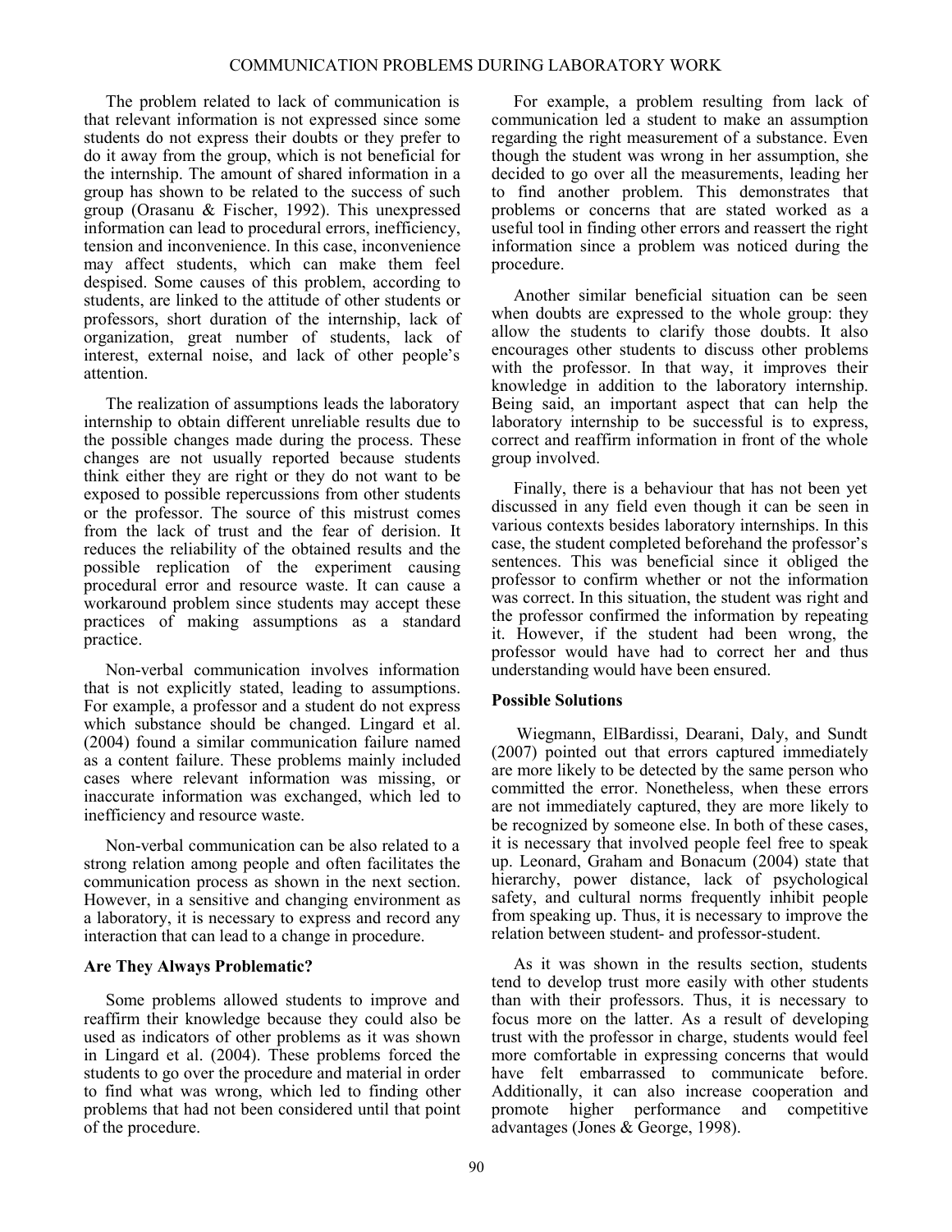The problem related to lack of communication is that relevant information is not expressed since some students do not express their doubts or they prefer to do it away from the group, which is not beneficial for the internship. The amount of shared information in a group has shown to be related to the success of such group (Orasanu & Fischer, 1992). This unexpressed information can lead to procedural errors, inefficiency, tension and inconvenience. In this case, inconvenience may affect students, which can make them feel despised. Some causes of this problem, according to students, are linked to the attitude of other students or professors, short duration of the internship, lack of organization, great number of students, lack of interest, external noise, and lack of other people's attention.

The realization of assumptions leads the laboratory internship to obtain different unreliable results due to the possible changes made during the process. These changes are not usually reported because students think either they are right or they do not want to be exposed to possible repercussions from other students or the professor. The source of this mistrust comes from the lack of trust and the fear of derision. It reduces the reliability of the obtained results and the possible replication of the experiment causing procedural error and resource waste. It can cause a workaround problem since students may accept these practices of making assumptions as a standard practice.

Non-verbal communication involves information that is not explicitly stated, leading to assumptions. For example, a professor and a student do not express which substance should be changed. Lingard et al. (2004) found a similar communication failure named as a content failure. These problems mainly included cases where relevant information was missing, or inaccurate information was exchanged, which led to inefficiency and resource waste.

Non-verbal communication can be also related to a strong relation among people and often facilitates the communication process as shown in the next section. However, in a sensitive and changing environment as a laboratory, it is necessary to express and record any interaction that can lead to a change in procedure.

### Are They Always Problematic?

Some problems allowed students to improve and reaffirm their knowledge because they could also be used as indicators of other problems as it was shown in Lingard et al. (2004). These problems forced the students to go over the procedure and material in order to find what was wrong, which led to finding other problems that had not been considered until that point of the procedure.

For example, a problem resulting from lack of communication led a student to make an assumption regarding the right measurement of a substance. Even though the student was wrong in her assumption, she decided to go over all the measurements, leading her to find another problem. This demonstrates that problems or concerns that are stated worked as a useful tool in finding other errors and reassert the right information since a problem was noticed during the procedure.

Another similar beneficial situation can be seen when doubts are expressed to the whole group: they allow the students to clarify those doubts. It also encourages other students to discuss other problems with the professor. In that way, it improves their knowledge in addition to the laboratory internship. Being said, an important aspect that can help the laboratory internship to be successful is to express, correct and reaffirm information in front of the whole group involved.

Finally, there is a behaviour that has not been yet discussed in any field even though it can be seen in various contexts besides laboratory internships. In this case, the student completed beforehand the professor's sentences. This was beneficial since it obliged the professor to confirm whether or not the information was correct. In this situation, the student was right and the professor confirmed the information by repeating it. However, if the student had been wrong, the professor would have had to correct her and thus understanding would have been ensured.

### Possible Solutions

Wiegmann, ElBardissi, Dearani, Daly, and Sundt (2007) pointed out that errors captured immediately are more likely to be detected by the same person who committed the error. Nonetheless, when these errors are not immediately captured, they are more likely to be recognized by someone else. In both of these cases, it is necessary that involved people feel free to speak up. Leonard, Graham and Bonacum (2004) state that hierarchy, power distance, lack of psychological safety, and cultural norms frequently inhibit people from speaking up. Thus, it is necessary to improve the relation between student- and professor-student.

As it was shown in the results section, students tend to develop trust more easily with other students than with their professors. Thus, it is necessary to focus more on the latter. As a result of developing trust with the professor in charge, students would feel more comfortable in expressing concerns that would have felt embarrassed to communicate before. Additionally, it can also increase cooperation and promote higher performance and competitive advantages (Jones & George, 1998).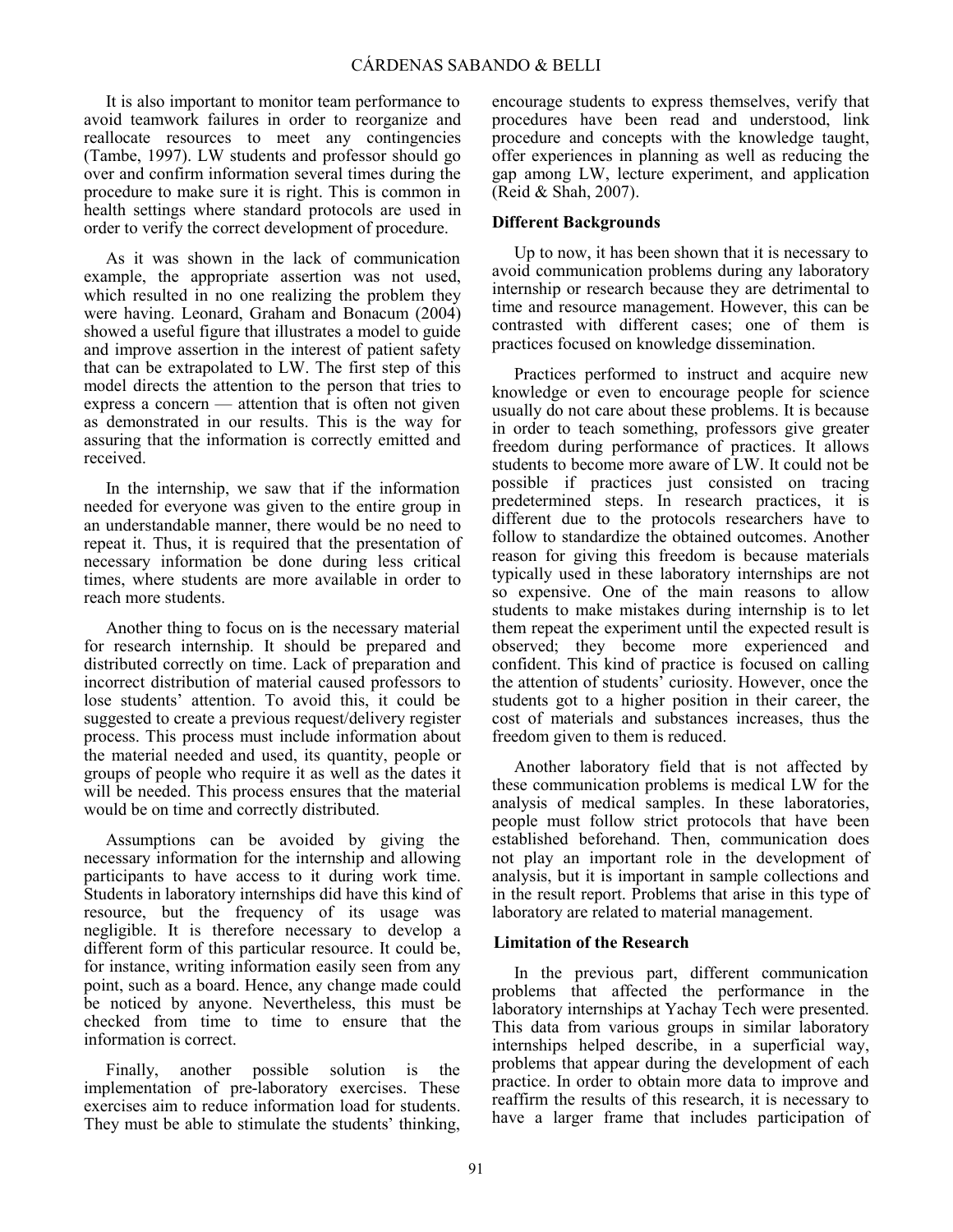It is also important to monitor team performance to avoid teamwork failures in order to reorganize and reallocate resources to meet any contingencies (Tambe, 1997). LW students and professor should go over and confirm information several times during the procedure to make sure it is right. This is common in health settings where standard protocols are used in order to verify the correct development of procedure.

As it was shown in the lack of communication example, the appropriate assertion was not used, which resulted in no one realizing the problem they were having. Leonard, Graham and Bonacum (2004) showed a useful figure that illustrates a model to guide and improve assertion in the interest of patient safety that can be extrapolated to LW. The first step of this model directs the attention to the person that tries to express a concern — attention that is often not given as demonstrated in our results. This is the way for assuring that the information is correctly emitted and received.

In the internship, we saw that if the information needed for everyone was given to the entire group in an understandable manner, there would be no need to repeat it. Thus, it is required that the presentation of necessary information be done during less critical times, where students are more available in order to reach more students.

Another thing to focus on is the necessary material for research internship. It should be prepared and distributed correctly on time. Lack of preparation and incorrect distribution of material caused professors to lose students' attention. To avoid this, it could be suggested to create a previous request/delivery register process. This process must include information about the material needed and used, its quantity, people or groups of people who require it as well as the dates it will be needed. This process ensures that the material would be on time and correctly distributed.

Assumptions can be avoided by giving the necessary information for the internship and allowing participants to have access to it during work time. Students in laboratory internships did have this kind of resource, but the frequency of its usage was negligible. It is therefore necessary to develop a different form of this particular resource. It could be, for instance, writing information easily seen from any point, such as a board. Hence, any change made could be noticed by anyone. Nevertheless, this must be checked from time to time to ensure that the information is correct.

Finally, another possible solution is the implementation of pre-laboratory exercises. These exercises aim to reduce information load for students. They must be able to stimulate the students' thinking, encourage students to express themselves, verify that procedures have been read and understood, link procedure and concepts with the knowledge taught, offer experiences in planning as well as reducing the gap among LW, lecture experiment, and application (Reid & Shah, 2007).

### Different Backgrounds

Up to now, it has been shown that it is necessary to avoid communication problems during any laboratory internship or research because they are detrimental to time and resource management. However, this can be contrasted with different cases; one of them is practices focused on knowledge dissemination.

Practices performed to instruct and acquire new knowledge or even to encourage people for science usually do not care about these problems. It is because in order to teach something, professors give greater freedom during performance of practices. It allows students to become more aware of LW. It could not be possible if practices just consisted on tracing predetermined steps. In research practices, it is different due to the protocols researchers have to follow to standardize the obtained outcomes. Another reason for giving this freedom is because materials typically used in these laboratory internships are not so expensive. One of the main reasons to allow students to make mistakes during internship is to let them repeat the experiment until the expected result is observed; they become more experienced and confident. This kind of practice is focused on calling the attention of students' curiosity. However, once the students got to a higher position in their career, the cost of materials and substances increases, thus the freedom given to them is reduced.

Another laboratory field that is not affected by these communication problems is medical LW for the analysis of medical samples. In these laboratories, people must follow strict protocols that have been established beforehand. Then, communication does not play an important role in the development of analysis, but it is important in sample collections and in the result report. Problems that arise in this type of laboratory are related to material management.

### Limitation of the Research

In the previous part, different communication problems that affected the performance in the laboratory internships at Yachay Tech were presented. This data from various groups in similar laboratory internships helped describe, in a superficial way, problems that appear during the development of each practice. In order to obtain more data to improve and reaffirm the results of this research, it is necessary to have a larger frame that includes participation of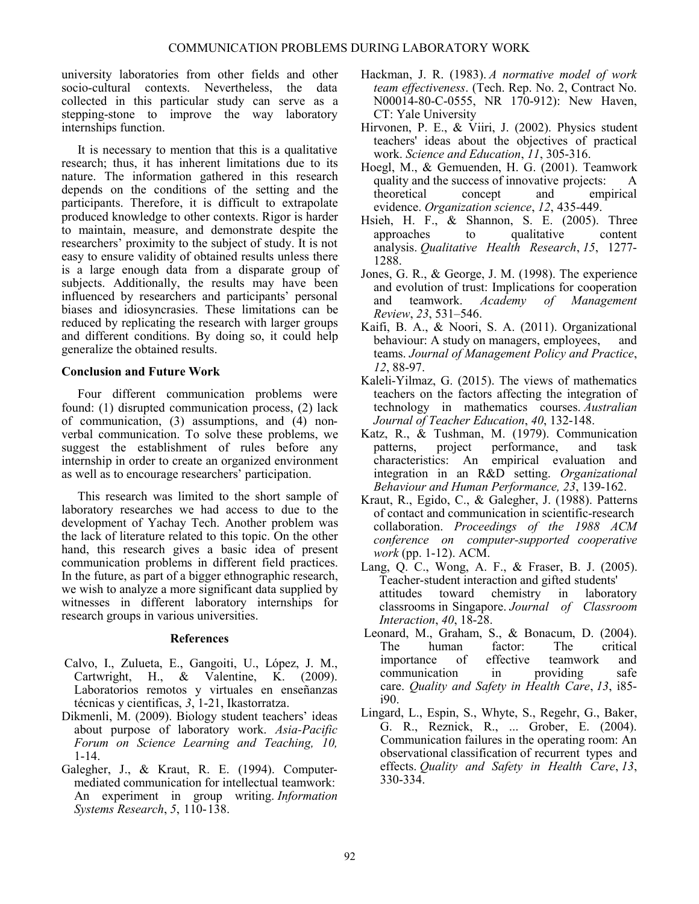university laboratories from other fields and other socio-cultural contexts. Nevertheless, the data collected in this particular study can serve as a stepping-stone to improve the way laboratory internships function.

It is necessary to mention that this is a qualitative research; thus, it has inherent limitations due to its nature. The information gathered in this research depends on the conditions of the setting and the participants. Therefore, it is difficult to extrapolate produced knowledge to other contexts. Rigor is harder to maintain, measure, and demonstrate despite the researchers' proximity to the subject of study. It is not easy to ensure validity of obtained results unless there is a large enough data from a disparate group of subjects. Additionally, the results may have been influenced by researchers and participants' personal biases and idiosyncrasies. These limitations can be reduced by replicating the research with larger groups and different conditions. By doing so, it could help generalize the obtained results.

## Conclusion and Future Work

Four different communication problems were found: (1) disrupted communication process, (2) lack of communication, (3) assumptions, and (4) non-verbal communication. To solve these problems, we suggest the establishment of rules before any internship in order to create an organized environment as well as to encourage researchers' participation.

This research was limited to the short sample of laboratory researches we had access to due to the development of Yachay Tech. Another problem was the lack of literature related to this topic. On the other hand, this research gives a basic idea of present communication problems in different field practices. In the future, as part of a bigger ethnographic research, we wish to analyze a more significant data supplied by witnesses in different laboratory internships for research groups in various universities.

## References

Calvo, I., Zulueta, E., Gangoiti, U., López, J. M., Cartwright, H., & Valentine, K. (2009). Laboratorios remotos y virtuales en enseñanzas técnicas y cientificas, *3*, 1-21, Ikastorratza.

Dikmenli, M. (2009). Biology student teachers' ideas about purpose of laboratory work. *Asia-Pacific Forum on Science Learning and Teaching, 10,* 1-14.

Galegher, J., & Kraut, R. E. (1994). Computer-mediated communication for intellectual teamwork: An experiment in group writing. *Information Systems Research*, *5*, 110-138.

Hackman, J. R. (1983). *A normative model of work team effectiveness*. (Tech. Rep. No. 2, Contract No. N00014-80-C-0555, NR 170-912): New Haven, CT: Yale University

Hirvonen, P. E., & Viiri, J. (2002). Physics student teachers' ideas about the objectives of practical work. *Science and Education*, *11*, 305-316.

Hoegl, M., & Gemuenden, H. G. (2001). Teamwork quality and the success of innovative projects: A theoretical concept and empirical evidence. *Organization science*, *12*, 435-449.

Hsieh, H. F., & Shannon, S. E. (2005). Three approaches to qualitative content analysis. *Qualitative Health Research*, *15*, 1277-1288.

Jones, G. R., & George, J. M. (1998). The experience and evolution of trust: Implications for cooperation and teamwork. *Academy of Management Review*, *23*, 531–546.

Kaifi, B. A., & Noori, S. A. (2011). Organizational behaviour: A study on managers, employees, and teams. *Journal of Management Policy and Practice*, *12*, 88-97.

Kaleli-Yilmaz, G. (2015). The views of mathematics teachers on the factors affecting the integration of technology in mathematics courses. *Australian Journal of Teacher Education*, *40*, 132-148.

Katz, R., & Tushman, M. (1979). Communication patterns, project performance, and task characteristics: An empirical evaluation and integration in an R&D setting. *Organizational Behaviour and Human Performance, 23*, 139-162.

Kraut, R., Egido, C., & Galegher, J. (1988). Patterns of contact and communication in scientific-research collaboration. *Proceedings of the 1988 ACM conference on computer-supported cooperative work* (pp. 1-12). ACM.

Lang, Q. C., Wong, A. F., & Fraser, B. J. (2005). Teacher-student interaction and gifted students' attitudes toward chemistry in laboratory classrooms in Singapore. *Journal of Classroom Interaction*, *40*, 18-28.

Leonard, M., Graham, S., & Bonacum, D. (2004). The human factor: The critical importance of effective teamwork and communication in providing safe care. *Quality and Safety in Health Care*, *13*, i85-i90.

Lingard, L., Espin, S., Whyte, S., Regehr, G., Baker, G. R., Reznick, R., ... Grober, E. (2004). Communication failures in the operating room: An observational classification of recurrent types and effects. *Quality and Safety in Health Care*, *13*, 330-334.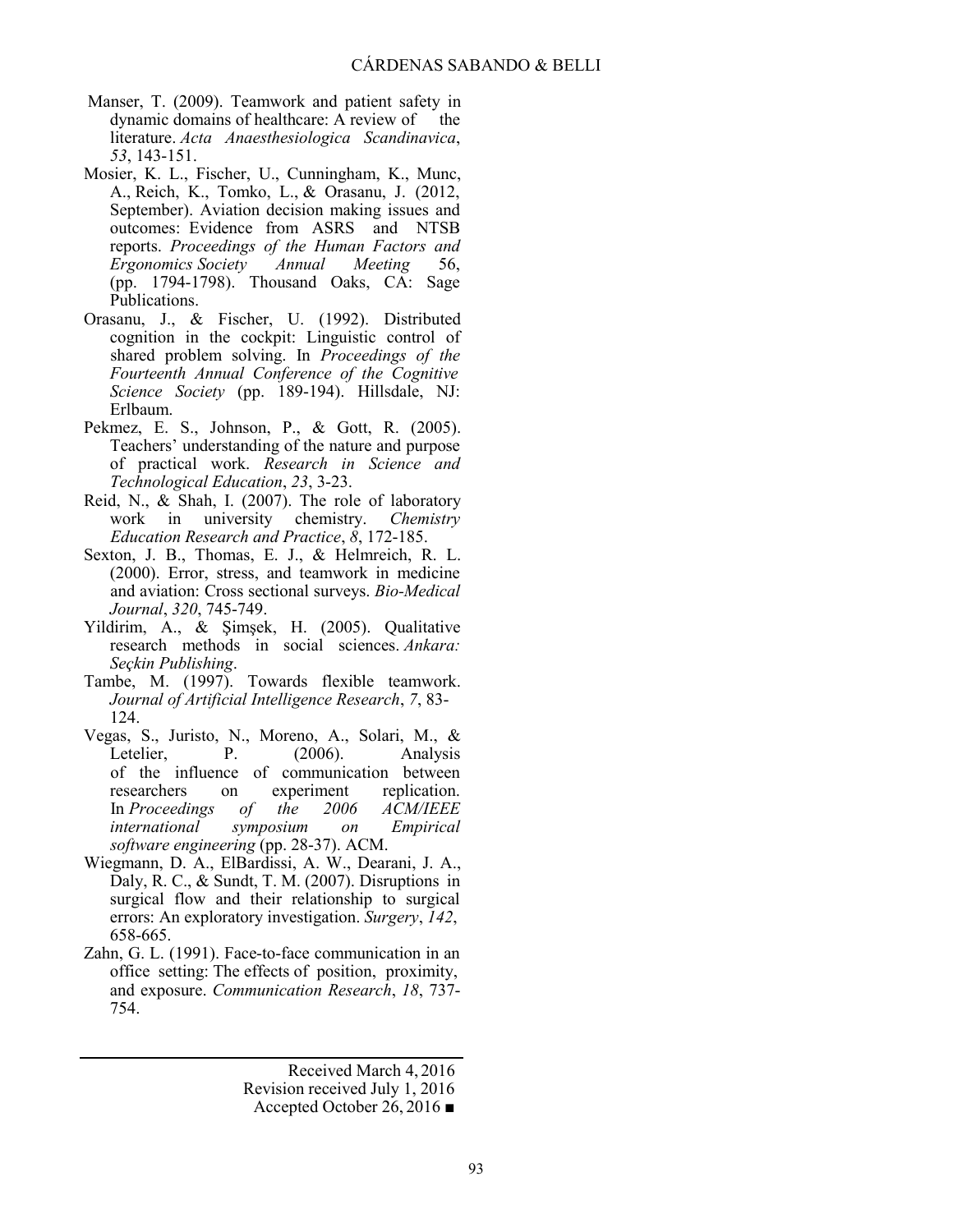Manser, T. (2009). Teamwork and patient safety in dynamic domains of healthcare: A review of the literature. *Acta Anaesthesiologica Scandinavica*, *53*, 143-151.

Mosier, K. L., Fischer, U., Cunningham, K., Munc, A., Reich, K., Tomko, L., & Orasanu, J. (2012, September). Aviation decision making issues and outcomes: Evidence from ASRS and NTSB reports. *Proceedings of the Human Factors and Ergonomics Society Annual Meeting* 56, (pp. 1794-1798). Thousand Oaks, CA: Sage Publications.

Orasanu, J., & Fischer, U. (1992). Distributed cognition in the cockpit: Linguistic control of shared problem solving. In *Proceedings of the Fourteenth Annual Conference of the Cognitive Science Society* (pp. 189-194). Hillsdale, NJ: Erlbaum.

Pekmez, E. S., Johnson, P., & Gott, R. (2005). Teachers' understanding of the nature and purpose of practical work. *Research in Science and Technological Education*, *23*, 3-23.

Reid, N., & Shah, I. (2007). The role of laboratory work in university chemistry. *Chemistry Education Research and Practice*, *8*, 172-185.

Sexton, J. B., Thomas, E. J., & Helmreich, R. L. (2000). Error, stress, and teamwork in medicine and aviation: Cross sectional surveys. *Bio-Medical Journal*, *320*, 745-749.

Yildirim, A., & Şimşek, H. (2005). Qualitative research methods in social sciences. *Ankara: Seçkin Publishing*.

Tambe, M. (1997). Towards flexible teamwork. *Journal of Artificial Intelligence Research*, *7*, 83-124.

Vegas, S., Juristo, N., Moreno, A., Solari, M., & Letelier, P. (2006). Analysis of the influence of communication between researchers on experiment replication. In *Proceedings of the 2006 ACM/IEEE international symposium on Empirical software engineering* (pp. 28-37). ACM.

Wiegmann, D. A., ElBardissi, A. W., Dearani, J. A., Daly, R. C., & Sundt, T. M. (2007). Disruptions in surgical flow and their relationship to surgical errors: An exploratory investigation. *Surgery*, *142*, 658-665.

Zahn, G. L. (1991). Face-to-face communication in an office setting: The effects of position, proximity, and exposure. *Communication Research*, *18*, 737-754.

---

Received March 4, 2016
Revision received July 1, 2016
Accepted October 26, 2016 ■